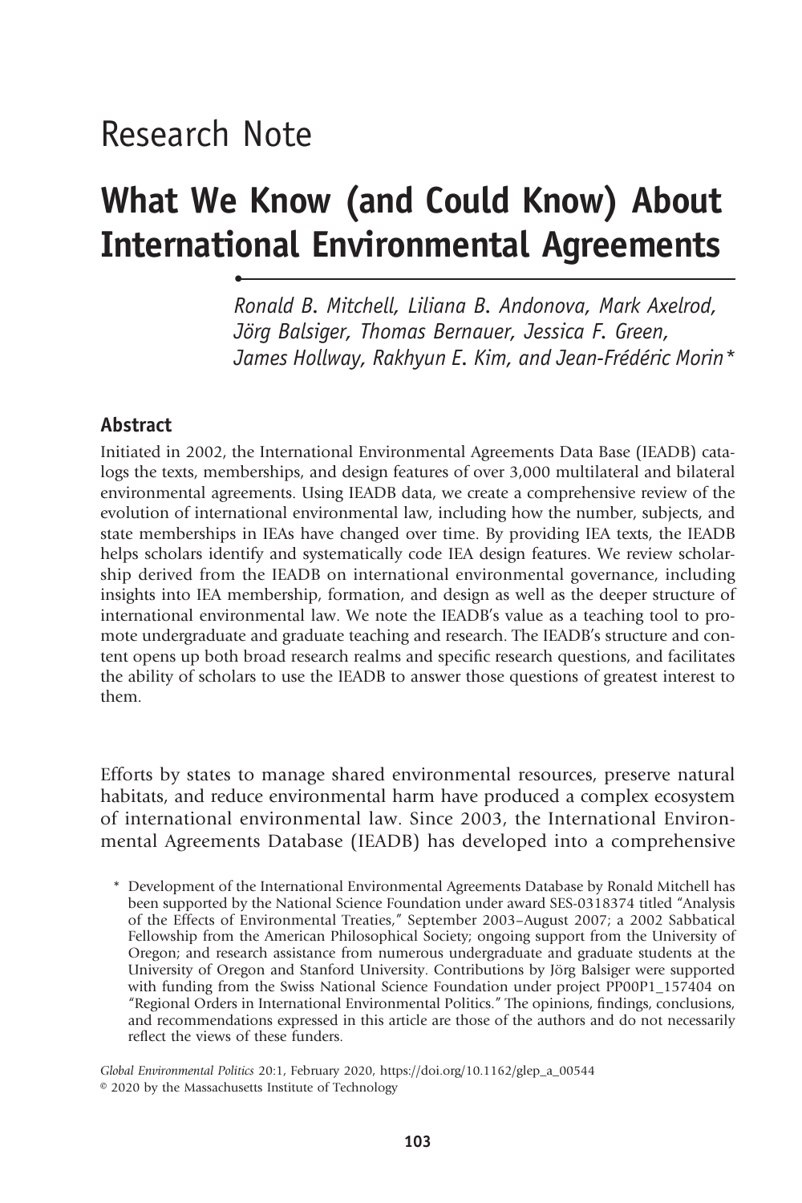# Research Note

# What We Know (and Could Know) About International Environmental Agreements

*Ronald B. Mitchell, Liliana B. Andonova, Mark Axelrod, Jörg Balsiger, Thomas Bernauer, Jessica F. Green, James Hollway, Rakhyun E. Kim, and Jean-Frédéric Morin\**

## Abstract

Initiated in 2002, the International Environmental Agreements Data Base (IEADB) catalogs the texts, memberships, and design features of over 3,000 multilateral and bilateral environmental agreements. Using IEADB data, we create a comprehensive review of the evolution of international environmental law, including how the number, subjects, and state memberships in IEAs have changed over time. By providing IEA texts, the IEADB helps scholars identify and systematically code IEA design features. We review scholarship derived from the IEADB on international environmental governance, including insights into IEA membership, formation, and design as well as the deeper structure of international environmental law. We note the IEADB's value as a teaching tool to promote undergraduate and graduate teaching and research. The IEADB's structure and content opens up both broad research realms and specific research questions, and facilitates the ability of scholars to use the IEADB to answer those questions of greatest interest to them.

Efforts by states to manage shared environmental resources, preserve natural habitats, and reduce environmental harm have produced a complex ecosystem of international environmental law. Since 2003, the International Environmental Agreements Database (IEADB) has developed into a comprehensive

\* Development of the International Environmental Agreements Database by Ronald Mitchell has been supported by the National Science Foundation under award SES-0318374 titled "Analysis of the Effects of Environmental Treaties," September 2003–August 2007; a 2002 Sabbatical Fellowship from the American Philosophical Society; ongoing support from the University of Oregon; and research assistance from numerous undergraduate and graduate students at the University of Oregon and Stanford University. Contributions by Jörg Balsiger were supported with funding from the Swiss National Science Foundation under project PP00P1_157404 on "Regional Orders in International Environmental Politics." The opinions, findings, conclusions, and recommendations expressed in this article are those of the authors and do not necessarily reflect the views of these funders.

*Global Environmental Politics* 20:1, February 2020, https://doi.org/10.1162/glep_a_00544
© 2020 by the Massachusetts Institute of Technology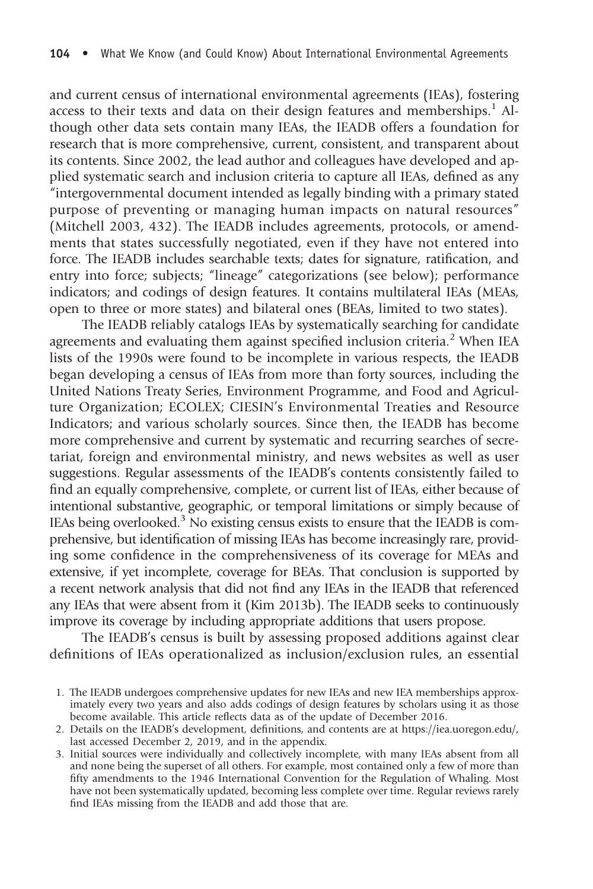and current census of international environmental agreements (IEAs), fostering access to their texts and data on their design features and memberships.[1] Although other data sets contain many IEAs, the IEADB offers a foundation for research that is more comprehensive, current, consistent, and transparent about its contents. Since 2002, the lead author and colleagues have developed and applied systematic search and inclusion criteria to capture all IEAs, defined as any "intergovernmental document intended as legally binding with a primary stated purpose of preventing or managing human impacts on natural resources" (Mitchell 2003, 432). The IEADB includes agreements, protocols, or amendments that states successfully negotiated, even if they have not entered into force. The IEADB includes searchable texts; dates for signature, ratification, and entry into force; subjects; "lineage" categorizations (see below); performance indicators; and codings of design features. It contains multilateral IEAs (MEAs, open to three or more states) and bilateral ones (BEAs, limited to two states).

The IEADB reliably catalogs IEAs by systematically searching for candidate agreements and evaluating them against specified inclusion criteria.[2] When IEA lists of the 1990s were found to be incomplete in various respects, the IEADB began developing a census of IEAs from more than forty sources, including the United Nations Treaty Series, Environment Programme, and Food and Agriculture Organization; ECOLEX; CIESIN's Environmental Treaties and Resource Indicators; and various scholarly sources. Since then, the IEADB has become more comprehensive and current by systematic and recurring searches of secretariat, foreign and environmental ministry, and news websites as well as user suggestions. Regular assessments of the IEADB's contents consistently failed to find an equally comprehensive, complete, or current list of IEAs, either because of intentional substantive, geographic, or temporal limitations or simply because of IEAs being overlooked.[3] No existing census exists to ensure that the IEADB is comprehensive, but identification of missing IEAs has become increasingly rare, providing some confidence in the comprehensiveness of its coverage for MEAs and extensive, if yet incomplete, coverage for BEAs. That conclusion is supported by a recent network analysis that did not find any IEAs in the IEADB that referenced any IEAs that were absent from it (Kim 2013b). The IEADB seeks to continuously improve its coverage by including appropriate additions that users propose.

The IEADB's census is built by assessing proposed additions against clear definitions of IEAs operationalized as inclusion/exclusion rules, an essential

1. The IEADB undergoes comprehensive updates for new IEAs and new IEA memberships approximately every two years and also adds codings of design features by scholars using it as those become available. This article reflects data as of the update of December 2016.
2. Details on the IEADB's development, definitions, and contents are at https://iea.uoregon.edu/, last accessed December 2, 2019, and in the appendix.
3. Initial sources were individually and collectively incomplete, with many IEAs absent from all and none being the superset of all others. For example, most contained only a few of more than fifty amendments to the 1946 International Convention for the Regulation of Whaling. Most have not been systematically updated, becoming less complete over time. Regular reviews rarely find IEAs missing from the IEADB and add those that are.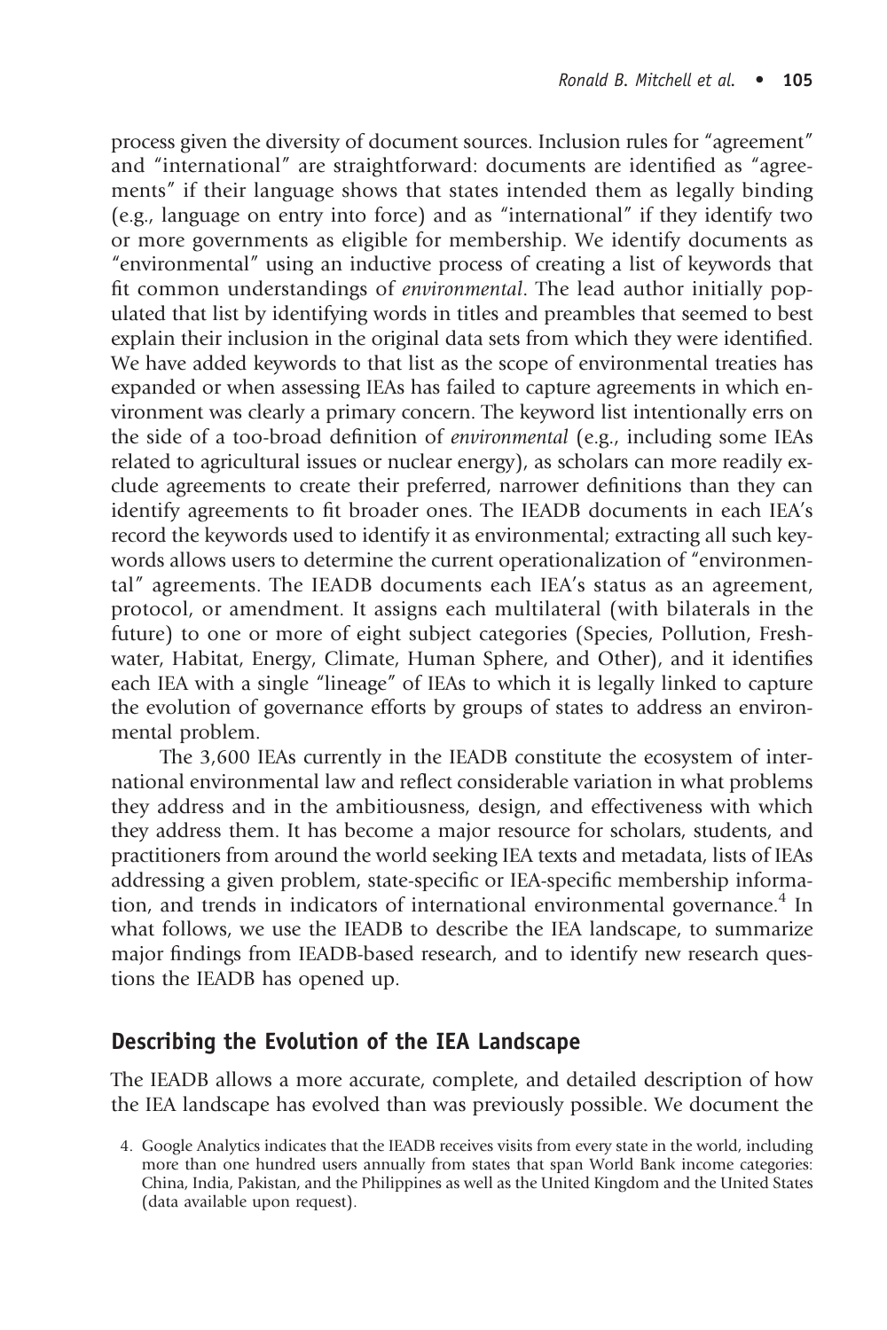process given the diversity of document sources. Inclusion rules for "agreement" and "international" are straightforward: documents are identified as "agreements" if their language shows that states intended them as legally binding (e.g., language on entry into force) and as "international" if they identify two or more governments as eligible for membership. We identify documents as "environmental" using an inductive process of creating a list of keywords that fit common understandings of *environmental*. The lead author initially populated that list by identifying words in titles and preambles that seemed to best explain their inclusion in the original data sets from which they were identified. We have added keywords to that list as the scope of environmental treaties has expanded or when assessing IEAs has failed to capture agreements in which environment was clearly a primary concern. The keyword list intentionally errs on the side of a too-broad definition of *environmental* (e.g., including some IEAs related to agricultural issues or nuclear energy), as scholars can more readily exclude agreements to create their preferred, narrower definitions than they can identify agreements to fit broader ones. The IEADB documents in each IEA's record the keywords used to identify it as environmental; extracting all such keywords allows users to determine the current operationalization of "environmental" agreements. The IEADB documents each IEA's status as an agreement, protocol, or amendment. It assigns each multilateral (with bilaterals in the future) to one or more of eight subject categories (Species, Pollution, Freshwater, Habitat, Energy, Climate, Human Sphere, and Other), and it identifies each IEA with a single "lineage" of IEAs to which it is legally linked to capture the evolution of governance efforts by groups of states to address an environmental problem.

The 3,600 IEAs currently in the IEADB constitute the ecosystem of international environmental law and reflect considerable variation in what problems they address and in the ambitiousness, design, and effectiveness with which they address them. It has become a major resource for scholars, students, and practitioners from around the world seeking IEA texts and metadata, lists of IEAs addressing a given problem, state-specific or IEA-specific membership information, and trends in indicators of international environmental governance.[4] In what follows, we use the IEADB to describe the IEA landscape, to summarize major findings from IEADB-based research, and to identify new research questions the IEADB has opened up.

## Describing the Evolution of the IEA Landscape

The IEADB allows a more accurate, complete, and detailed description of how the IEA landscape has evolved than was previously possible. We document the

4. Google Analytics indicates that the IEADB receives visits from every state in the world, including more than one hundred users annually from states that span World Bank income categories: China, India, Pakistan, and the Philippines as well as the United Kingdom and the United States (data available upon request).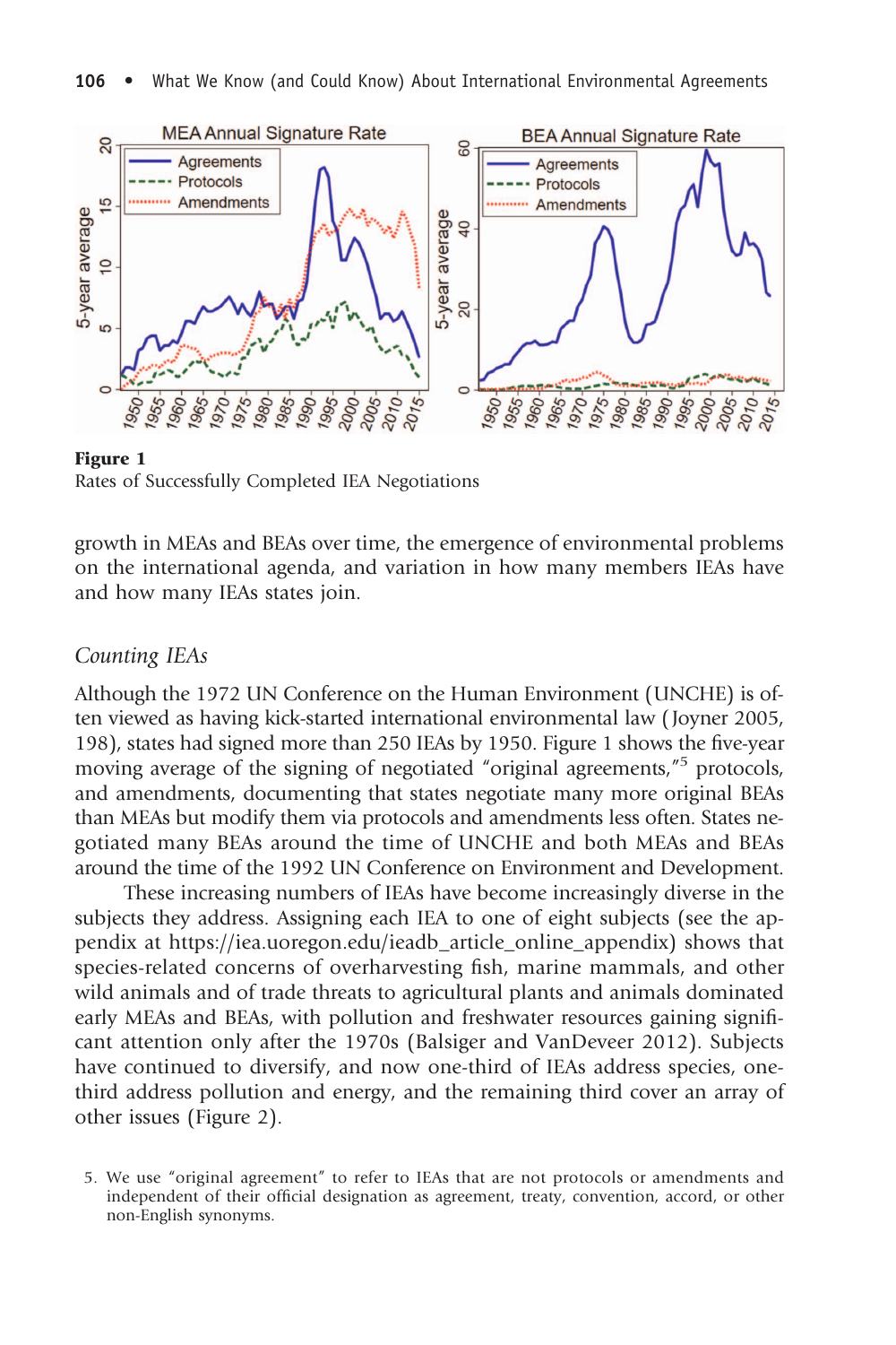**Figure 1**
Rates of Successfully Completed IEA Negotiations

growth in MEAs and BEAs over time, the emergence of environmental problems on the international agenda, and variation in how many members IEAs have and how many IEAs states join.

## *Counting IEAs*

Although the 1972 UN Conference on the Human Environment (UNCHE) is often viewed as having kick-started international environmental law (Joyner 2005, 198), states had signed more than 250 IEAs by 1950. Figure 1 shows the five-year moving average of the signing of negotiated "original agreements,"[5] protocols, and amendments, documenting that states negotiate many more original BEAs than MEAs but modify them via protocols and amendments less often. States negotiated many BEAs around the time of UNCHE and both MEAs and BEAs around the time of the 1992 UN Conference on Environment and Development.

These increasing numbers of IEAs have become increasingly diverse in the subjects they address. Assigning each IEA to one of eight subjects (see the appendix at https://iea.uoregon.edu/ieadb_article_online_appendix) shows that species-related concerns of overharvesting fish, marine mammals, and other wild animals and of trade threats to agricultural plants and animals dominated early MEAs and BEAs, with pollution and freshwater resources gaining significant attention only after the 1970s (Balsiger and VanDeveer 2012). Subjects have continued to diversify, and now one-third of IEAs address species, one-third address pollution and energy, and the remaining third cover an array of other issues (Figure 2).

5. We use "original agreement" to refer to IEAs that are not protocols or amendments and independent of their official designation as agreement, treaty, convention, accord, or other non-English synonyms.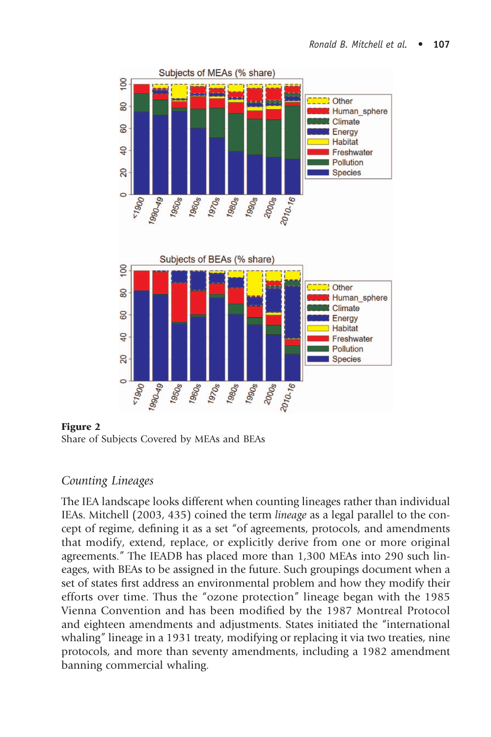**Figure 2**
Share of Subjects Covered by MEAs and BEAs

## *Counting Lineages*

The IEA landscape looks different when counting lineages rather than individual IEAs. Mitchell (2003, 435) coined the term *lineage* as a legal parallel to the concept of regime, defining it as a set "of agreements, protocols, and amendments that modify, extend, replace, or explicitly derive from one or more original agreements." The IEADB has placed more than 1,300 MEAs into 290 such lineages, with BEAs to be assigned in the future. Such groupings document when a set of states first address an environmental problem and how they modify their efforts over time. Thus the "ozone protection" lineage began with the 1985 Vienna Convention and has been modified by the 1987 Montreal Protocol and eighteen amendments and adjustments. States initiated the "international whaling" lineage in a 1931 treaty, modifying or replacing it via two treaties, nine protocols, and more than seventy amendments, including a 1982 amendment banning commercial whaling.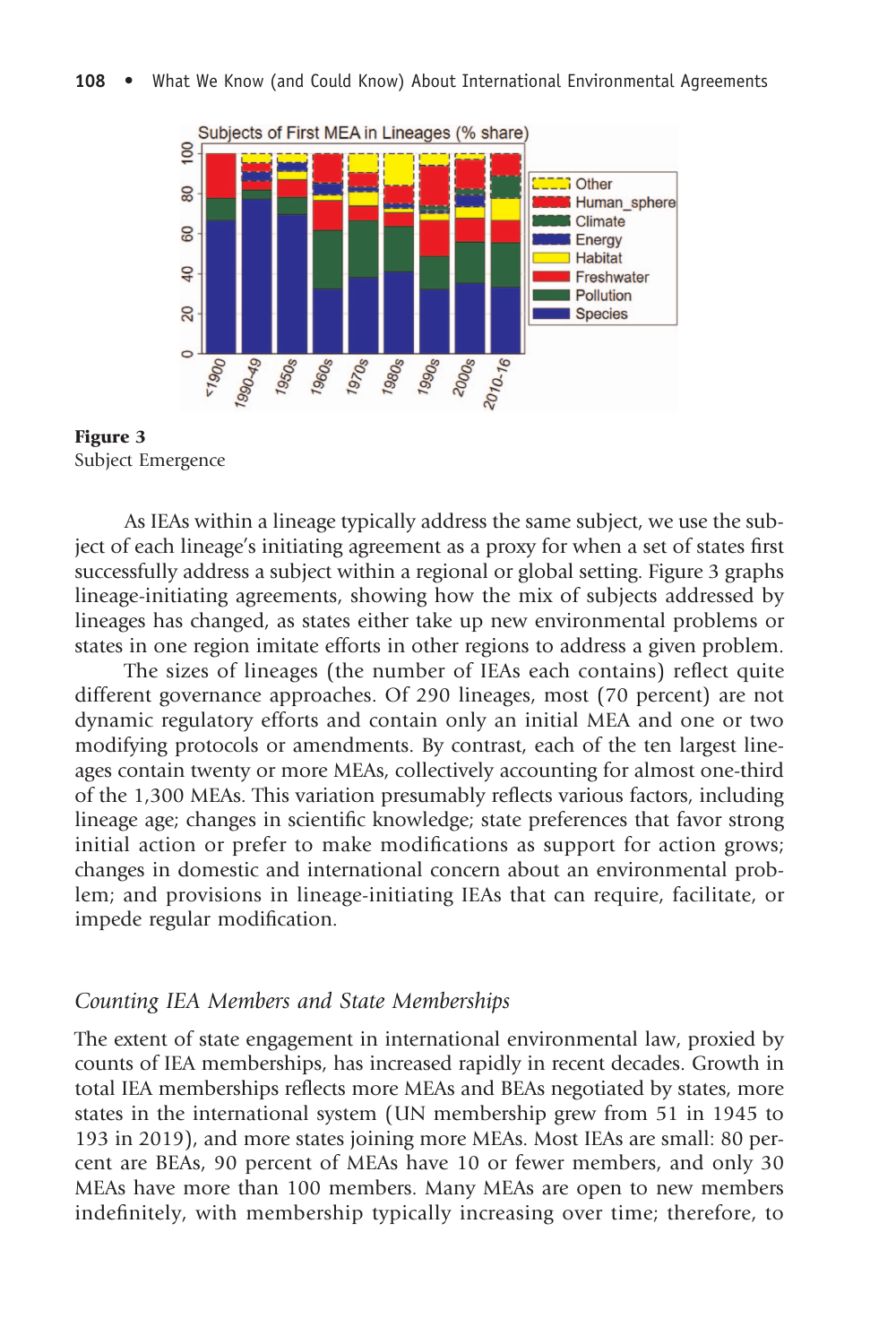**Figure 3**
Subject Emergence

As IEAs within a lineage typically address the same subject, we use the subject of each lineage's initiating agreement as a proxy for when a set of states first successfully address a subject within a regional or global setting. Figure 3 graphs lineage-initiating agreements, showing how the mix of subjects addressed by lineages has changed, as states either take up new environmental problems or states in one region imitate efforts in other regions to address a given problem.

The sizes of lineages (the number of IEAs each contains) reflect quite different governance approaches. Of 290 lineages, most (70 percent) are not dynamic regulatory efforts and contain only an initial MEA and one or two modifying protocols or amendments. By contrast, each of the ten largest lineages contain twenty or more MEAs, collectively accounting for almost one-third of the 1,300 MEAs. This variation presumably reflects various factors, including lineage age; changes in scientific knowledge; state preferences that favor strong initial action or prefer to make modifications as support for action grows; changes in domestic and international concern about an environmental problem; and provisions in lineage-initiating IEAs that can require, facilitate, or impede regular modification.

### *Counting IEA Members and State Memberships*

The extent of state engagement in international environmental law, proxied by counts of IEA memberships, has increased rapidly in recent decades. Growth in total IEA memberships reflects more MEAs and BEAs negotiated by states, more states in the international system (UN membership grew from 51 in 1945 to 193 in 2019), and more states joining more MEAs. Most IEAs are small: 80 percent are BEAs, 90 percent of MEAs have 10 or fewer members, and only 30 MEAs have more than 100 members. Many MEAs are open to new members indefinitely, with membership typically increasing over time; therefore, to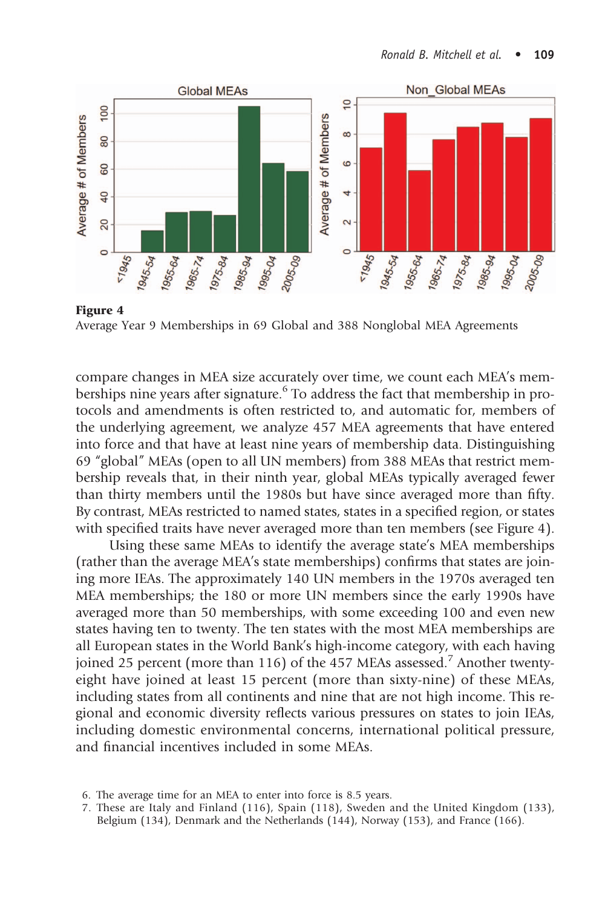**Figure 4**
Average Year 9 Memberships in 69 Global and 388 Nonglobal MEA Agreements

compare changes in MEA size accurately over time, we count each MEA's memberships nine years after signature.[6] To address the fact that membership in protocols and amendments is often restricted to, and automatic for, members of the underlying agreement, we analyze 457 MEA agreements that have entered into force and that have at least nine years of membership data. Distinguishing 69 "global" MEAs (open to all UN members) from 388 MEAs that restrict membership reveals that, in their ninth year, global MEAs typically averaged fewer than thirty members until the 1980s but have since averaged more than fifty. By contrast, MEAs restricted to named states, states in a specified region, or states with specified traits have never averaged more than ten members (see Figure 4).

Using these same MEAs to identify the average state's MEA memberships (rather than the average MEA's state memberships) confirms that states are joining more IEAs. The approximately 140 UN members in the 1970s averaged ten MEA memberships; the 180 or more UN members since the early 1990s have averaged more than 50 memberships, with some exceeding 100 and even new states having ten to twenty. The ten states with the most MEA memberships are all European states in the World Bank's high-income category, with each having joined 25 percent (more than 116) of the 457 MEAs assessed.[7] Another twenty-eight have joined at least 15 percent (more than sixty-nine) of these MEAs, including states from all continents and nine that are not high income. This regional and economic diversity reflects various pressures on states to join IEAs, including domestic environmental concerns, international political pressure, and financial incentives included in some MEAs.

6. The average time for an MEA to enter into force is 8.5 years.
7. These are Italy and Finland (116), Spain (118), Sweden and the United Kingdom (133), Belgium (134), Denmark and the Netherlands (144), Norway (153), and France (166).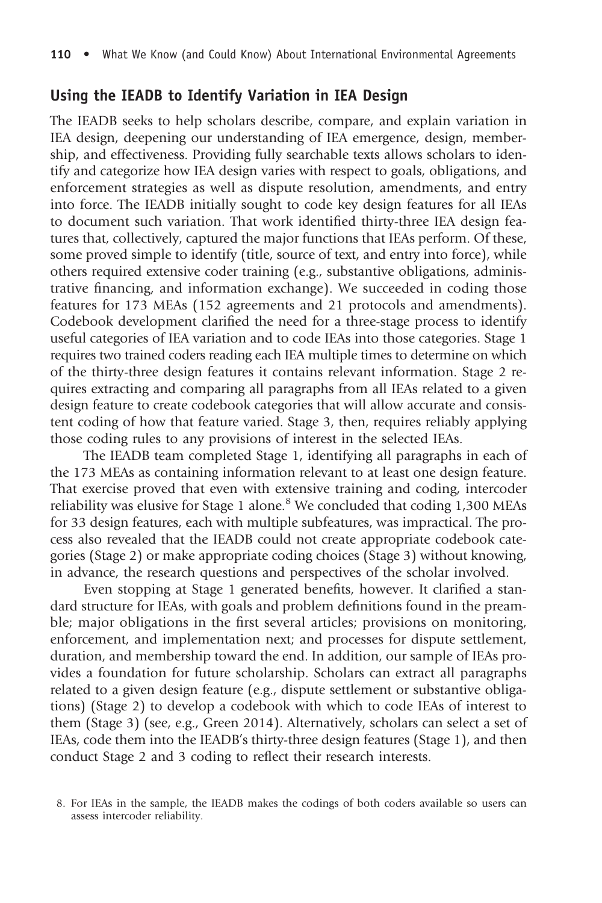## Using the IEADB to Identify Variation in IEA Design

The IEADB seeks to help scholars describe, compare, and explain variation in IEA design, deepening our understanding of IEA emergence, design, membership, and effectiveness. Providing fully searchable texts allows scholars to identify and categorize how IEA design varies with respect to goals, obligations, and enforcement strategies as well as dispute resolution, amendments, and entry into force. The IEADB initially sought to code key design features for all IEAs to document such variation. That work identified thirty-three IEA design features that, collectively, captured the major functions that IEAs perform. Of these, some proved simple to identify (title, source of text, and entry into force), while others required extensive coder training (e.g., substantive obligations, administrative financing, and information exchange). We succeeded in coding those features for 173 MEAs (152 agreements and 21 protocols and amendments). Codebook development clarified the need for a three-stage process to identify useful categories of IEA variation and to code IEAs into those categories. Stage 1 requires two trained coders reading each IEA multiple times to determine on which of the thirty-three design features it contains relevant information. Stage 2 requires extracting and comparing all paragraphs from all IEAs related to a given design feature to create codebook categories that will allow accurate and consistent coding of how that feature varied. Stage 3, then, requires reliably applying those coding rules to any provisions of interest in the selected IEAs.

The IEADB team completed Stage 1, identifying all paragraphs in each of the 173 MEAs as containing information relevant to at least one design feature. That exercise proved that even with extensive training and coding, intercoder reliability was elusive for Stage 1 alone.[8] We concluded that coding 1,300 MEAs for 33 design features, each with multiple subfeatures, was impractical. The process also revealed that the IEADB could not create appropriate codebook categories (Stage 2) or make appropriate coding choices (Stage 3) without knowing, in advance, the research questions and perspectives of the scholar involved.

Even stopping at Stage 1 generated benefits, however. It clarified a standard structure for IEAs, with goals and problem definitions found in the preamble; major obligations in the first several articles; provisions on monitoring, enforcement, and implementation next; and processes for dispute settlement, duration, and membership toward the end. In addition, our sample of IEAs provides a foundation for future scholarship. Scholars can extract all paragraphs related to a given design feature (e.g., dispute settlement or substantive obligations) (Stage 2) to develop a codebook with which to code IEAs of interest to them (Stage 3) (see, e.g., Green 2014). Alternatively, scholars can select a set of IEAs, code them into the IEADB's thirty-three design features (Stage 1), and then conduct Stage 2 and 3 coding to reflect their research interests.

8. For IEAs in the sample, the IEADB makes the codings of both coders available so users can assess intercoder reliability.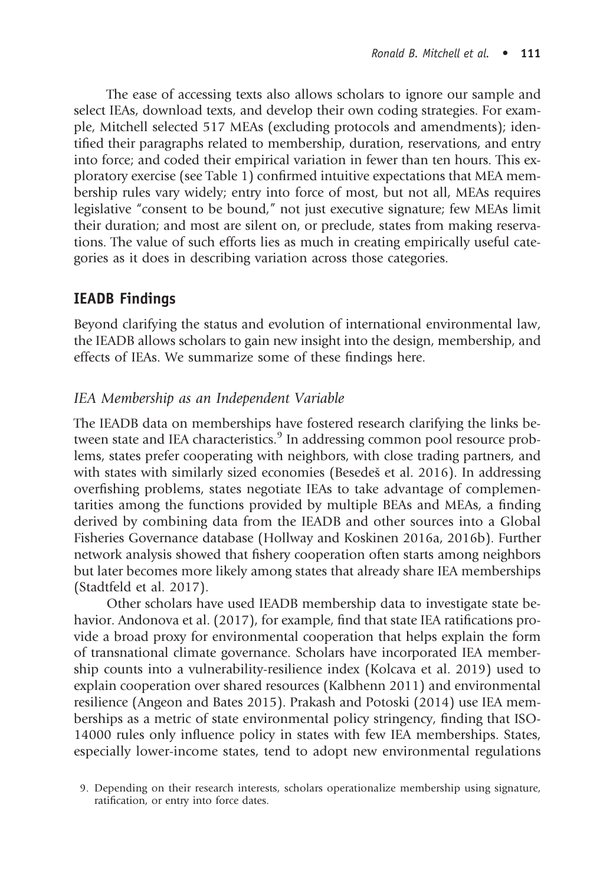The ease of accessing texts also allows scholars to ignore our sample and select IEAs, download texts, and develop their own coding strategies. For example, Mitchell selected 517 MEAs (excluding protocols and amendments); identified their paragraphs related to membership, duration, reservations, and entry into force; and coded their empirical variation in fewer than ten hours. This exploratory exercise (see Table 1) confirmed intuitive expectations that MEA membership rules vary widely; entry into force of most, but not all, MEAs requires legislative "consent to be bound," not just executive signature; few MEAs limit their duration; and most are silent on, or preclude, states from making reservations. The value of such efforts lies as much in creating empirically useful categories as it does in describing variation across those categories.

## IEADB Findings

Beyond clarifying the status and evolution of international environmental law, the IEADB allows scholars to gain new insight into the design, membership, and effects of IEAs. We summarize some of these findings here.

### *IEA Membership as an Independent Variable*

The IEADB data on memberships have fostered research clarifying the links between state and IEA characteristics.[9] In addressing common pool resource problems, states prefer cooperating with neighbors, with close trading partners, and with states with similarly sized economies (Besedeš et al. 2016). In addressing overfishing problems, states negotiate IEAs to take advantage of complementarities among the functions provided by multiple BEAs and MEAs, a finding derived by combining data from the IEADB and other sources into a Global Fisheries Governance database (Hollway and Koskinen 2016a, 2016b). Further network analysis showed that fishery cooperation often starts among neighbors but later becomes more likely among states that already share IEA memberships (Stadtfeld et al. 2017).

Other scholars have used IEADB membership data to investigate state behavior. Andonova et al. (2017), for example, find that state IEA ratifications provide a broad proxy for environmental cooperation that helps explain the form of transnational climate governance. Scholars have incorporated IEA membership counts into a vulnerability-resilience index (Kolcava et al. 2019) used to explain cooperation over shared resources (Kalbhenn 2011) and environmental resilience (Angeon and Bates 2015). Prakash and Potoski (2014) use IEA memberships as a metric of state environmental policy stringency, finding that ISO-14000 rules only influence policy in states with few IEA memberships. States, especially lower-income states, tend to adopt new environmental regulations

9. Depending on their research interests, scholars operationalize membership using signature, ratification, or entry into force dates.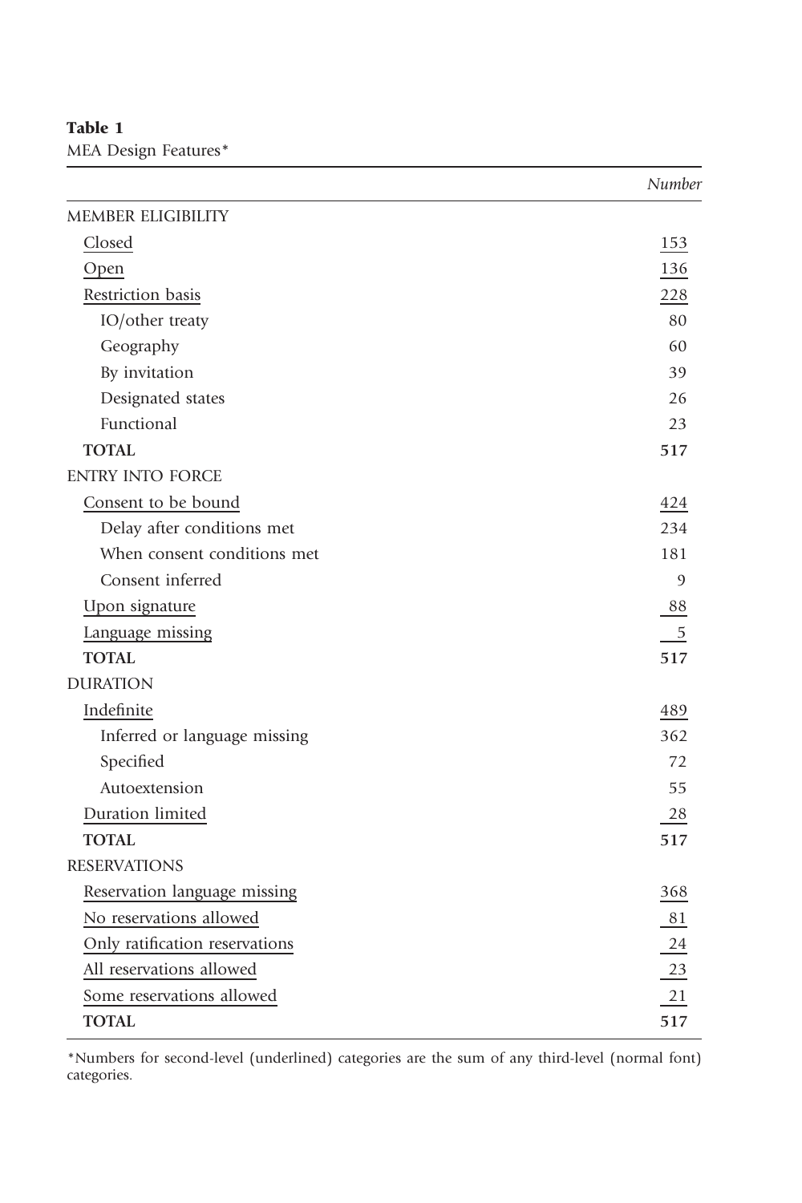**Table 1**
MEA Design Features*

| | *Number* |
|---|---|
| MEMBER ELIGIBILITY | |
| Closed | 153 |
| Open | 136 |
| Restriction basis | 228 |
| IO/other treaty | 80 |
| Geography | 60 |
| By invitation | 39 |
| Designated states | 26 |
| Functional | 23 |
| **TOTAL** | **517** |
| ENTRY INTO FORCE | |
| Consent to be bound | 424 |
| Delay after conditions met | 234 |
| When consent conditions met | 181 |
| Consent inferred | 9 |
| Upon signature | 88 |
| Language missing | 5 |
| **TOTAL** | **517** |
| DURATION | |
| Indefinite | 489 |
| Inferred or language missing | 362 |
| Specified | 72 |
| Autoextension | 55 |
| Duration limited | 28 |
| **TOTAL** | **517** |
| RESERVATIONS | |
| Reservation language missing | 368 |
| No reservations allowed | 81 |
| Only ratification reservations | 24 |
| All reservations allowed | 23 |
| Some reservations allowed | 21 |
| **TOTAL** | **517** |

*Numbers for second-level (underlined) categories are the sum of any third-level (normal font) categories.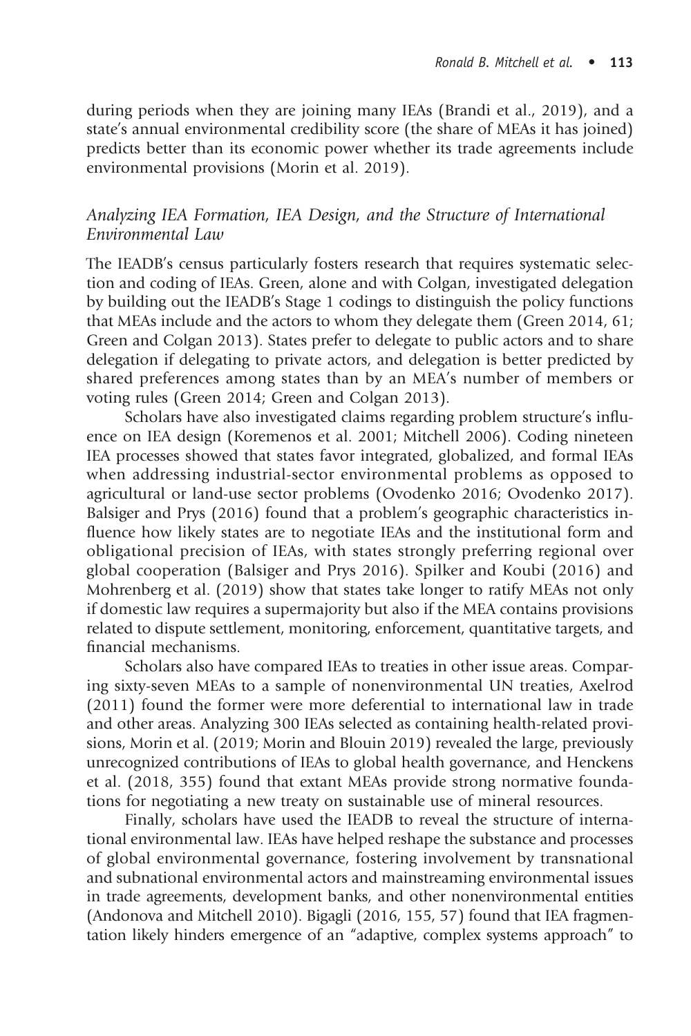during periods when they are joining many IEAs (Brandi et al., 2019), and a state's annual environmental credibility score (the share of MEAs it has joined) predicts better than its economic power whether its trade agreements include environmental provisions (Morin et al. 2019).

### *Analyzing IEA Formation, IEA Design, and the Structure of International Environmental Law*

The IEADB's census particularly fosters research that requires systematic selection and coding of IEAs. Green, alone and with Colgan, investigated delegation by building out the IEADB's Stage 1 codings to distinguish the policy functions that MEAs include and the actors to whom they delegate them (Green 2014, 61; Green and Colgan 2013). States prefer to delegate to public actors and to share delegation if delegating to private actors, and delegation is better predicted by shared preferences among states than by an MEA's number of members or voting rules (Green 2014; Green and Colgan 2013).

Scholars have also investigated claims regarding problem structure's influence on IEA design (Koremenos et al. 2001; Mitchell 2006). Coding nineteen IEA processes showed that states favor integrated, globalized, and formal IEAs when addressing industrial-sector environmental problems as opposed to agricultural or land-use sector problems (Ovodenko 2016; Ovodenko 2017). Balsiger and Prys (2016) found that a problem's geographic characteristics influence how likely states are to negotiate IEAs and the institutional form and obligational precision of IEAs, with states strongly preferring regional over global cooperation (Balsiger and Prys 2016). Spilker and Koubi (2016) and Mohrenberg et al. (2019) show that states take longer to ratify MEAs not only if domestic law requires a supermajority but also if the MEA contains provisions related to dispute settlement, monitoring, enforcement, quantitative targets, and financial mechanisms.

Scholars also have compared IEAs to treaties in other issue areas. Comparing sixty-seven MEAs to a sample of nonenvironmental UN treaties, Axelrod (2011) found the former were more deferential to international law in trade and other areas. Analyzing 300 IEAs selected as containing health-related provisions, Morin et al. (2019; Morin and Blouin 2019) revealed the large, previously unrecognized contributions of IEAs to global health governance, and Henckens et al. (2018, 355) found that extant MEAs provide strong normative foundations for negotiating a new treaty on sustainable use of mineral resources.

Finally, scholars have used the IEADB to reveal the structure of international environmental law. IEAs have helped reshape the substance and processes of global environmental governance, fostering involvement by transnational and subnational environmental actors and mainstreaming environmental issues in trade agreements, development banks, and other nonenvironmental entities (Andonova and Mitchell 2010). Bigagli (2016, 155, 57) found that IEA fragmentation likely hinders emergence of an "adaptive, complex systems approach" to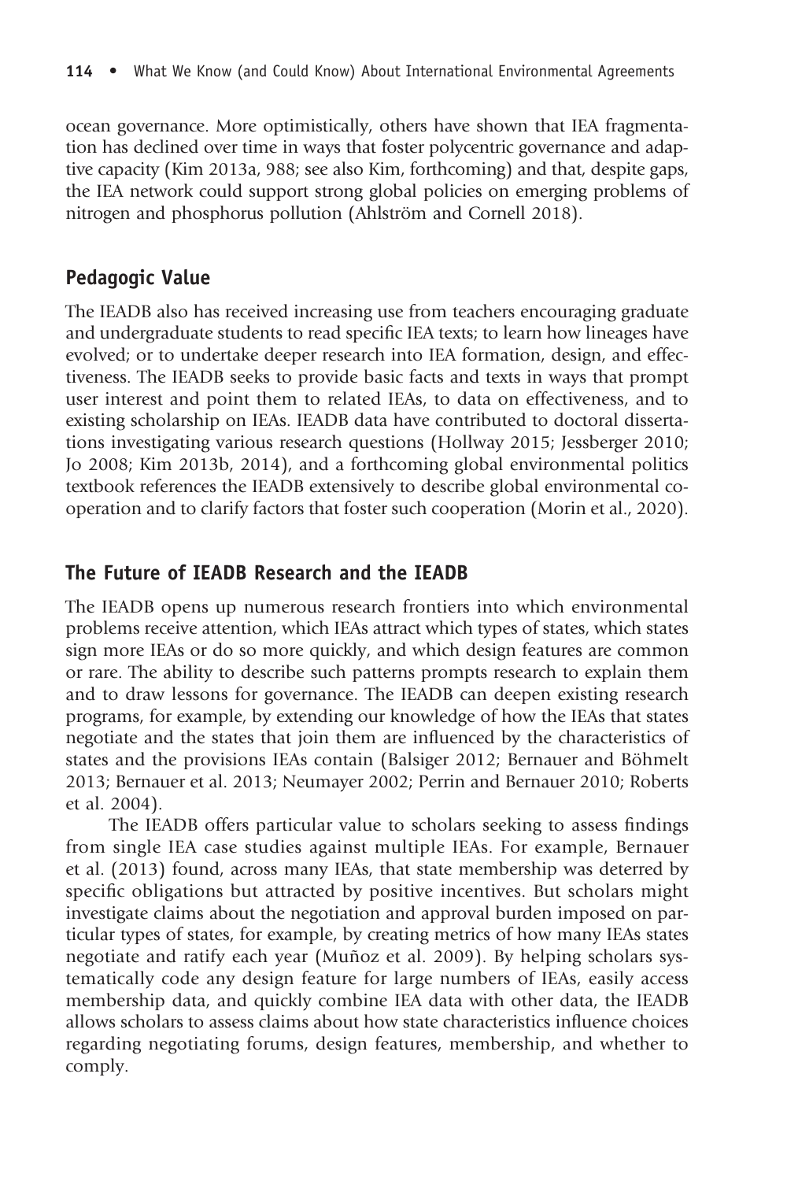ocean governance. More optimistically, others have shown that IEA fragmentation has declined over time in ways that foster polycentric governance and adaptive capacity (Kim 2013a, 988; see also Kim, forthcoming) and that, despite gaps, the IEA network could support strong global policies on emerging problems of nitrogen and phosphorus pollution (Ahlström and Cornell 2018).

## Pedagogic Value

The IEADB also has received increasing use from teachers encouraging graduate and undergraduate students to read specific IEA texts; to learn how lineages have evolved; or to undertake deeper research into IEA formation, design, and effectiveness. The IEADB seeks to provide basic facts and texts in ways that prompt user interest and point them to related IEAs, to data on effectiveness, and to existing scholarship on IEAs. IEADB data have contributed to doctoral dissertations investigating various research questions (Hollway 2015; Jessberger 2010; Jo 2008; Kim 2013b, 2014), and a forthcoming global environmental politics textbook references the IEADB extensively to describe global environmental cooperation and to clarify factors that foster such cooperation (Morin et al., 2020).

## The Future of IEADB Research and the IEADB

The IEADB opens up numerous research frontiers into which environmental problems receive attention, which IEAs attract which types of states, which states sign more IEAs or do so more quickly, and which design features are common or rare. The ability to describe such patterns prompts research to explain them and to draw lessons for governance. The IEADB can deepen existing research programs, for example, by extending our knowledge of how the IEAs that states negotiate and the states that join them are influenced by the characteristics of states and the provisions IEAs contain (Balsiger 2012; Bernauer and Böhmelt 2013; Bernauer et al. 2013; Neumayer 2002; Perrin and Bernauer 2010; Roberts et al. 2004).

The IEADB offers particular value to scholars seeking to assess findings from single IEA case studies against multiple IEAs. For example, Bernauer et al. (2013) found, across many IEAs, that state membership was deterred by specific obligations but attracted by positive incentives. But scholars might investigate claims about the negotiation and approval burden imposed on particular types of states, for example, by creating metrics of how many IEAs states negotiate and ratify each year (Muñoz et al. 2009). By helping scholars systematically code any design feature for large numbers of IEAs, easily access membership data, and quickly combine IEA data with other data, the IEADB allows scholars to assess claims about how state characteristics influence choices regarding negotiating forums, design features, membership, and whether to comply.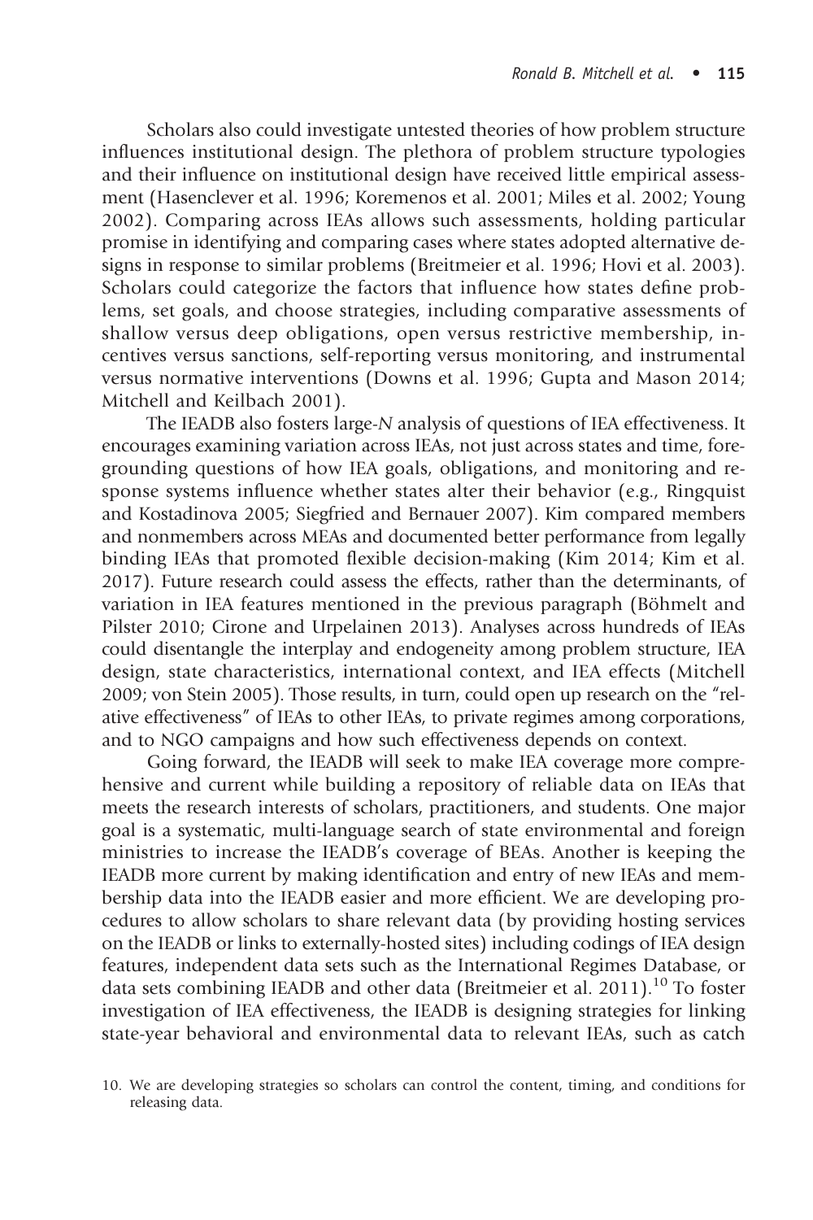Scholars also could investigate untested theories of how problem structure influences institutional design. The plethora of problem structure typologies and their influence on institutional design have received little empirical assessment (Hasenclever et al. 1996; Koremenos et al. 2001; Miles et al. 2002; Young 2002). Comparing across IEAs allows such assessments, holding particular promise in identifying and comparing cases where states adopted alternative designs in response to similar problems (Breitmeier et al. 1996; Hovi et al. 2003). Scholars could categorize the factors that influence how states define problems, set goals, and choose strategies, including comparative assessments of shallow versus deep obligations, open versus restrictive membership, incentives versus sanctions, self-reporting versus monitoring, and instrumental versus normative interventions (Downs et al. 1996; Gupta and Mason 2014; Mitchell and Keilbach 2001).

The IEADB also fosters large-*N* analysis of questions of IEA effectiveness. It encourages examining variation across IEAs, not just across states and time, foregrounding questions of how IEA goals, obligations, and monitoring and response systems influence whether states alter their behavior (e.g., Ringquist and Kostadinova 2005; Siegfried and Bernauer 2007). Kim compared members and nonmembers across MEAs and documented better performance from legally binding IEAs that promoted flexible decision-making (Kim 2014; Kim et al. 2017). Future research could assess the effects, rather than the determinants, of variation in IEA features mentioned in the previous paragraph (Böhmelt and Pilster 2010; Cirone and Urpelainen 2013). Analyses across hundreds of IEAs could disentangle the interplay and endogeneity among problem structure, IEA design, state characteristics, international context, and IEA effects (Mitchell 2009; von Stein 2005). Those results, in turn, could open up research on the "relative effectiveness" of IEAs to other IEAs, to private regimes among corporations, and to NGO campaigns and how such effectiveness depends on context.

Going forward, the IEADB will seek to make IEA coverage more comprehensive and current while building a repository of reliable data on IEAs that meets the research interests of scholars, practitioners, and students. One major goal is a systematic, multi-language search of state environmental and foreign ministries to increase the IEADB's coverage of BEAs. Another is keeping the IEADB more current by making identification and entry of new IEAs and membership data into the IEADB easier and more efficient. We are developing procedures to allow scholars to share relevant data (by providing hosting services on the IEADB or links to externally-hosted sites) including codings of IEA design features, independent data sets such as the International Regimes Database, or data sets combining IEADB and other data (Breitmeier et al. 2011).[10] To foster investigation of IEA effectiveness, the IEADB is designing strategies for linking state-year behavioral and environmental data to relevant IEAs, such as catch

10. We are developing strategies so scholars can control the content, timing, and conditions for releasing data.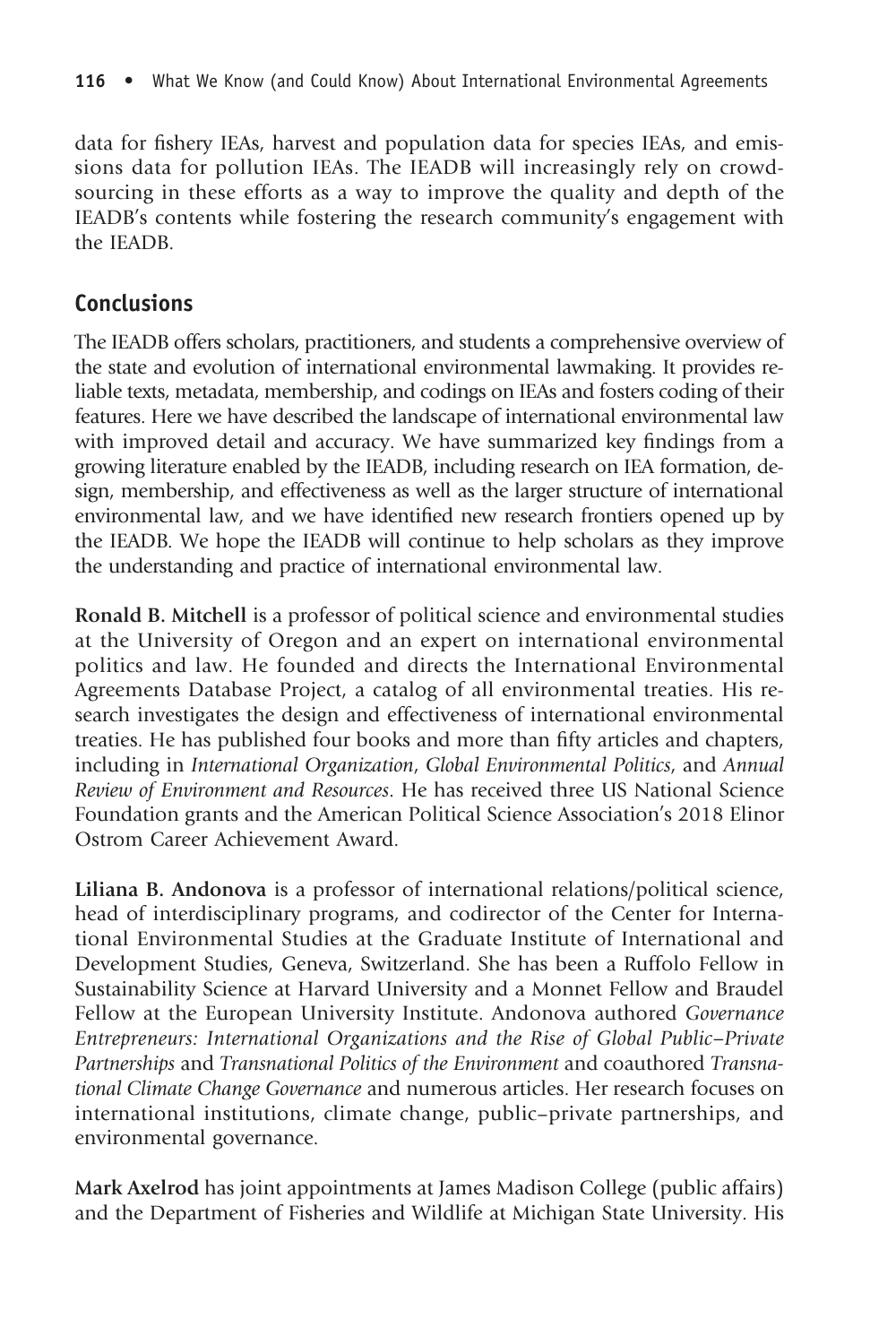data for fishery IEAs, harvest and population data for species IEAs, and emissions data for pollution IEAs. The IEADB will increasingly rely on crowdsourcing in these efforts as a way to improve the quality and depth of the IEADB's contents while fostering the research community's engagement with the IEADB.

## Conclusions

The IEADB offers scholars, practitioners, and students a comprehensive overview of the state and evolution of international environmental lawmaking. It provides reliable texts, metadata, membership, and codings on IEAs and fosters coding of their features. Here we have described the landscape of international environmental law with improved detail and accuracy. We have summarized key findings from a growing literature enabled by the IEADB, including research on IEA formation, design, membership, and effectiveness as well as the larger structure of international environmental law, and we have identified new research frontiers opened up by the IEADB. We hope the IEADB will continue to help scholars as they improve the understanding and practice of international environmental law.

**Ronald B. Mitchell** is a professor of political science and environmental studies at the University of Oregon and an expert on international environmental politics and law. He founded and directs the International Environmental Agreements Database Project, a catalog of all environmental treaties. His research investigates the design and effectiveness of international environmental treaties. He has published four books and more than fifty articles and chapters, including in *International Organization*, *Global Environmental Politics*, and *Annual Review of Environment and Resources*. He has received three US National Science Foundation grants and the American Political Science Association's 2018 Elinor Ostrom Career Achievement Award.

**Liliana B. Andonova** is a professor of international relations/political science, head of interdisciplinary programs, and codirector of the Center for International Environmental Studies at the Graduate Institute of International and Development Studies, Geneva, Switzerland. She has been a Ruffolo Fellow in Sustainability Science at Harvard University and a Monnet Fellow and Braudel Fellow at the European University Institute. Andonova authored *Governance Entrepreneurs: International Organizations and the Rise of Global Public–Private Partnerships* and *Transnational Politics of the Environment* and coauthored *Transnational Climate Change Governance* and numerous articles. Her research focuses on international institutions, climate change, public–private partnerships, and environmental governance.

**Mark Axelrod** has joint appointments at James Madison College (public affairs) and the Department of Fisheries and Wildlife at Michigan State University. His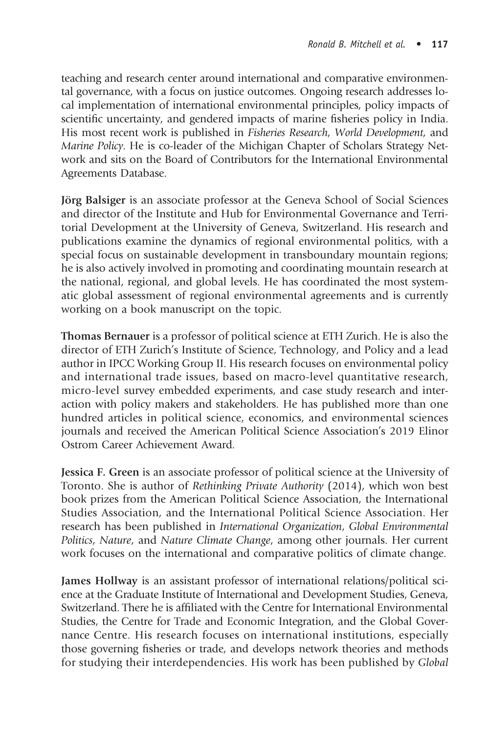teaching and research center around international and comparative environmental governance, with a focus on justice outcomes. Ongoing research addresses local implementation of international environmental principles, policy impacts of scientific uncertainty, and gendered impacts of marine fisheries policy in India. His most recent work is published in *Fisheries Research*, *World Development*, and *Marine Policy*. He is co-leader of the Michigan Chapter of Scholars Strategy Network and sits on the Board of Contributors for the International Environmental Agreements Database.

**Jörg Balsiger** is an associate professor at the Geneva School of Social Sciences and director of the Institute and Hub for Environmental Governance and Territorial Development at the University of Geneva, Switzerland. His research and publications examine the dynamics of regional environmental politics, with a special focus on sustainable development in transboundary mountain regions; he is also actively involved in promoting and coordinating mountain research at the national, regional, and global levels. He has coordinated the most systematic global assessment of regional environmental agreements and is currently working on a book manuscript on the topic.

**Thomas Bernauer** is a professor of political science at ETH Zurich. He is also the director of ETH Zurich's Institute of Science, Technology, and Policy and a lead author in IPCC Working Group II. His research focuses on environmental policy and international trade issues, based on macro-level quantitative research, micro-level survey embedded experiments, and case study research and interaction with policy makers and stakeholders. He has published more than one hundred articles in political science, economics, and environmental sciences journals and received the American Political Science Association's 2019 Elinor Ostrom Career Achievement Award.

**Jessica F. Green** is an associate professor of political science at the University of Toronto. She is author of *Rethinking Private Authority* (2014), which won best book prizes from the American Political Science Association, the International Studies Association, and the International Political Science Association. Her research has been published in *International Organization*, *Global Environmental Politics*, *Nature*, and *Nature Climate Change*, among other journals. Her current work focuses on the international and comparative politics of climate change.

**James Hollway** is an assistant professor of international relations/political science at the Graduate Institute of International and Development Studies, Geneva, Switzerland. There he is affiliated with the Centre for International Environmental Studies, the Centre for Trade and Economic Integration, and the Global Governance Centre. His research focuses on international institutions, especially those governing fisheries or trade, and develops network theories and methods for studying their interdependencies. His work has been published by *Global*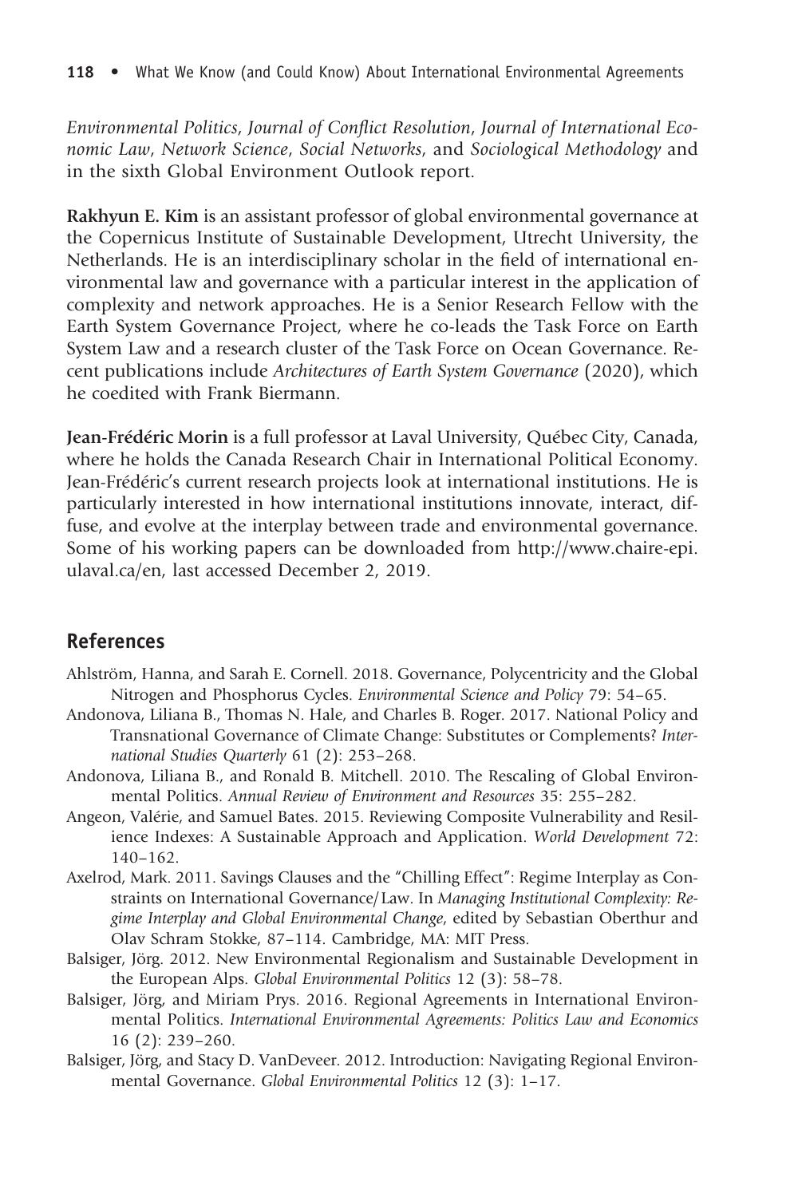*Environmental Politics*, *Journal of Conflict Resolution*, *Journal of International Economic Law*, *Network Science*, *Social Networks*, and *Sociological Methodology* and in the sixth Global Environment Outlook report.

**Rakhyun E. Kim** is an assistant professor of global environmental governance at the Copernicus Institute of Sustainable Development, Utrecht University, the Netherlands. He is an interdisciplinary scholar in the field of international environmental law and governance with a particular interest in the application of complexity and network approaches. He is a Senior Research Fellow with the Earth System Governance Project, where he co-leads the Task Force on Earth System Law and a research cluster of the Task Force on Ocean Governance. Recent publications include *Architectures of Earth System Governance* (2020), which he coedited with Frank Biermann.

**Jean-Frédéric Morin** is a full professor at Laval University, Québec City, Canada, where he holds the Canada Research Chair in International Political Economy. Jean-Frédéric's current research projects look at international institutions. He is particularly interested in how international institutions innovate, interact, diffuse, and evolve at the interplay between trade and environmental governance. Some of his working papers can be downloaded from http://www.chaire-epi.ulaval.ca/en, last accessed December 2, 2019.

## References

Ahlström, Hanna, and Sarah E. Cornell. 2018. Governance, Polycentricity and the Global Nitrogen and Phosphorus Cycles. *Environmental Science and Policy* 79: 54–65.

Andonova, Liliana B., Thomas N. Hale, and Charles B. Roger. 2017. National Policy and Transnational Governance of Climate Change: Substitutes or Complements? *International Studies Quarterly* 61 (2): 253–268.

Andonova, Liliana B., and Ronald B. Mitchell. 2010. The Rescaling of Global Environmental Politics. *Annual Review of Environment and Resources* 35: 255–282.

Angeon, Valérie, and Samuel Bates. 2015. Reviewing Composite Vulnerability and Resilience Indexes: A Sustainable Approach and Application. *World Development* 72: 140–162.

Axelrod, Mark. 2011. Savings Clauses and the "Chilling Effect": Regime Interplay as Constraints on International Governance/Law. In *Managing Institutional Complexity: Regime Interplay and Global Environmental Change*, edited by Sebastian Oberthur and Olav Schram Stokke, 87–114. Cambridge, MA: MIT Press.

Balsiger, Jörg. 2012. New Environmental Regionalism and Sustainable Development in the European Alps. *Global Environmental Politics* 12 (3): 58–78.

Balsiger, Jörg, and Miriam Prys. 2016. Regional Agreements in International Environmental Politics. *International Environmental Agreements: Politics Law and Economics* 16 (2): 239–260.

Balsiger, Jörg, and Stacy D. VanDeveer. 2012. Introduction: Navigating Regional Environmental Governance. *Global Environmental Politics* 12 (3): 1–17.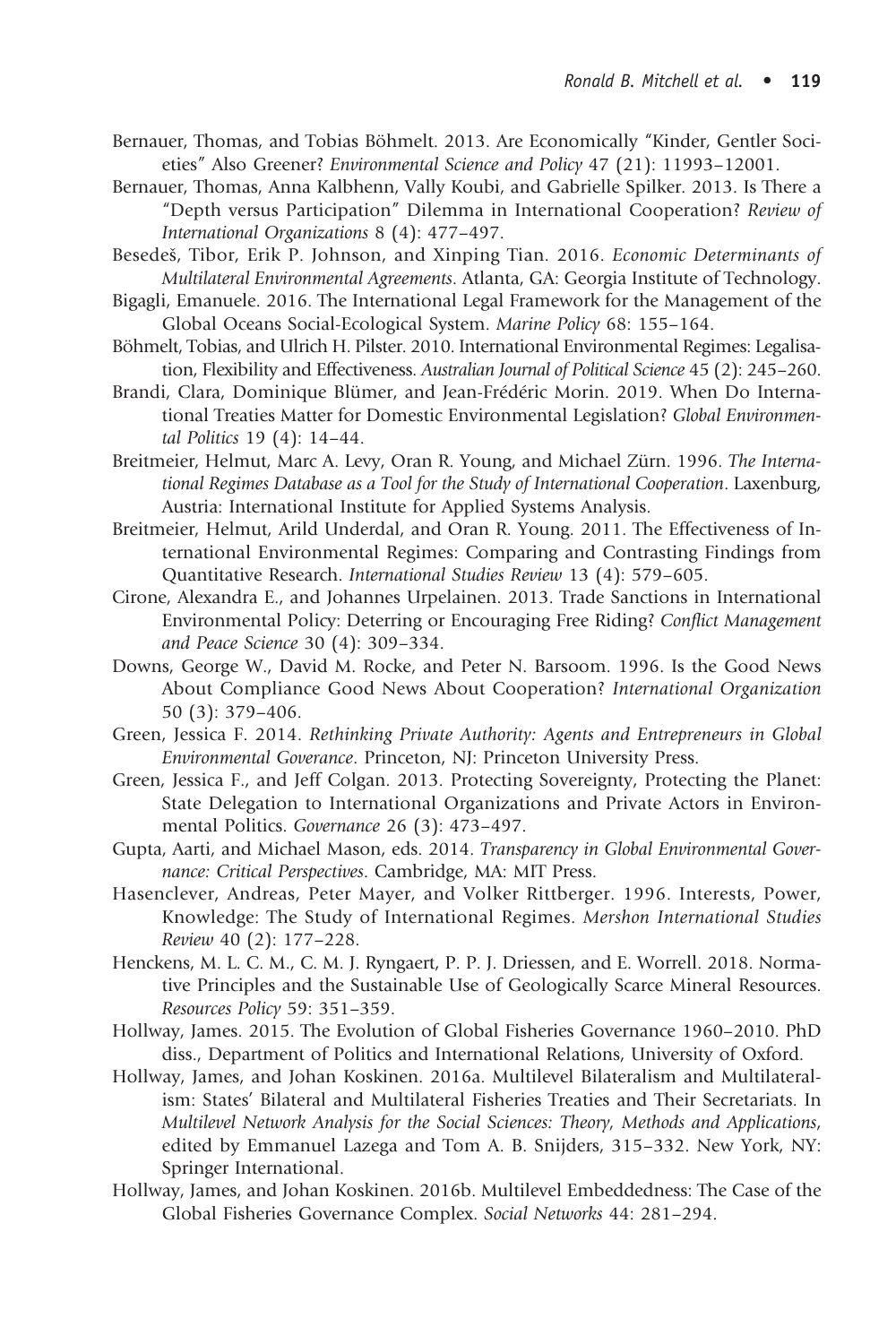Bernauer, Thomas, and Tobias Böhmelt. 2013. Are Economically "Kinder, Gentler Societies" Also Greener? *Environmental Science and Policy* 47 (21): 11993–12001.

Bernauer, Thomas, Anna Kalbhenn, Vally Koubi, and Gabrielle Spilker. 2013. Is There a "Depth versus Participation" Dilemma in International Cooperation? *Review of International Organizations* 8 (4): 477–497.

Besedeš, Tibor, Erik P. Johnson, and Xinping Tian. 2016. *Economic Determinants of Multilateral Environmental Agreements*. Atlanta, GA: Georgia Institute of Technology.

Bigagli, Emanuele. 2016. The International Legal Framework for the Management of the Global Oceans Social-Ecological System. *Marine Policy* 68: 155–164.

Böhmelt, Tobias, and Ulrich H. Pilster. 2010. International Environmental Regimes: Legalisation, Flexibility and Effectiveness. *Australian Journal of Political Science* 45 (2): 245–260.

Brandi, Clara, Dominique Blümer, and Jean-Frédéric Morin. 2019. When Do International Treaties Matter for Domestic Environmental Legislation? *Global Environmental Politics* 19 (4): 14–44.

Breitmeier, Helmut, Marc A. Levy, Oran R. Young, and Michael Zürn. 1996. *The International Regimes Database as a Tool for the Study of International Cooperation*. Laxenburg, Austria: International Institute for Applied Systems Analysis.

Breitmeier, Helmut, Arild Underdal, and Oran R. Young. 2011. The Effectiveness of International Environmental Regimes: Comparing and Contrasting Findings from Quantitative Research. *International Studies Review* 13 (4): 579–605.

Cirone, Alexandra E., and Johannes Urpelainen. 2013. Trade Sanctions in International Environmental Policy: Deterring or Encouraging Free Riding? *Conflict Management and Peace Science* 30 (4): 309–334.

Downs, George W., David M. Rocke, and Peter N. Barsoom. 1996. Is the Good News About Compliance Good News About Cooperation? *International Organization* 50 (3): 379–406.

Green, Jessica F. 2014. *Rethinking Private Authority: Agents and Entrepreneurs in Global Environmental Goverance*. Princeton, NJ: Princeton University Press.

Green, Jessica F., and Jeff Colgan. 2013. Protecting Sovereignty, Protecting the Planet: State Delegation to International Organizations and Private Actors in Environmental Politics. *Governance* 26 (3): 473–497.

Gupta, Aarti, and Michael Mason, eds. 2014. *Transparency in Global Environmental Governance: Critical Perspectives*. Cambridge, MA: MIT Press.

Hasenclever, Andreas, Peter Mayer, and Volker Rittberger. 1996. Interests, Power, Knowledge: The Study of International Regimes. *Mershon International Studies Review* 40 (2): 177–228.

Henckens, M. L. C. M., C. M. J. Ryngaert, P. P. J. Driessen, and E. Worrell. 2018. Normative Principles and the Sustainable Use of Geologically Scarce Mineral Resources. *Resources Policy* 59: 351–359.

Hollway, James. 2015. The Evolution of Global Fisheries Governance 1960–2010. PhD diss., Department of Politics and International Relations, University of Oxford.

Hollway, James, and Johan Koskinen. 2016a. Multilevel Bilateralism and Multilateralism: States' Bilateral and Multilateral Fisheries Treaties and Their Secretariats. In *Multilevel Network Analysis for the Social Sciences: Theory, Methods and Applications*, edited by Emmanuel Lazega and Tom A. B. Snijders, 315–332. New York, NY: Springer International.

Hollway, James, and Johan Koskinen. 2016b. Multilevel Embeddedness: The Case of the Global Fisheries Governance Complex. *Social Networks* 44: 281–294.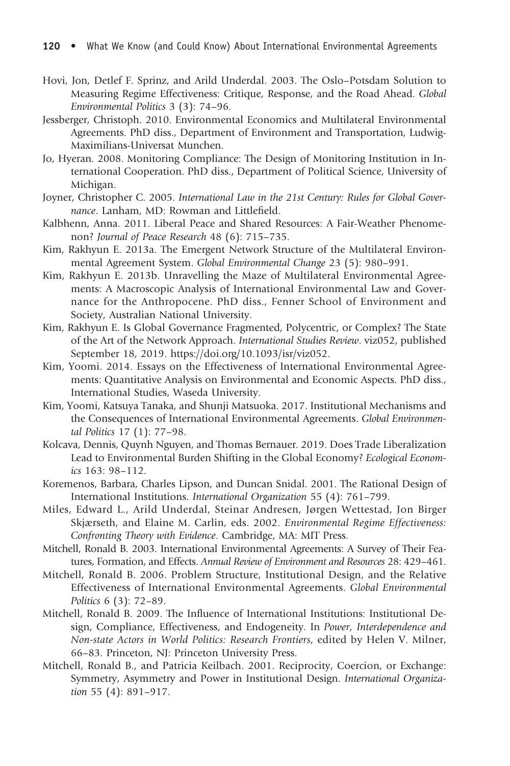Hovi, Jon, Detlef F. Sprinz, and Arild Underdal. 2003. The Oslo–Potsdam Solution to Measuring Regime Effectiveness: Critique, Response, and the Road Ahead. *Global Environmental Politics* 3 (3): 74–96.

Jessberger, Christoph. 2010. Environmental Economics and Multilateral Environmental Agreements. PhD diss., Department of Environment and Transportation, Ludwig-Maximilians-Universat Munchen.

Jo, Hyeran. 2008. Monitoring Compliance: The Design of Monitoring Institution in International Cooperation. PhD diss., Department of Political Science, University of Michigan.

Joyner, Christopher C. 2005. *International Law in the 21st Century: Rules for Global Governance*. Lanham, MD: Rowman and Littlefield.

Kalbhenn, Anna. 2011. Liberal Peace and Shared Resources: A Fair-Weather Phenomenon? *Journal of Peace Research* 48 (6): 715–735.

Kim, Rakhyun E. 2013a. The Emergent Network Structure of the Multilateral Environmental Agreement System. *Global Environmental Change* 23 (5): 980–991.

Kim, Rakhyun E. 2013b. Unravelling the Maze of Multilateral Environmental Agreements: A Macroscopic Analysis of International Environmental Law and Governance for the Anthropocene. PhD diss., Fenner School of Environment and Society, Australian National University.

Kim, Rakhyun E. Is Global Governance Fragmented, Polycentric, or Complex? The State of the Art of the Network Approach. *International Studies Review*. viz052, published September 18, 2019. https://doi.org/10.1093/isr/viz052.

Kim, Yoomi. 2014. Essays on the Effectiveness of International Environmental Agreements: Quantitative Analysis on Environmental and Economic Aspects. PhD diss., International Studies, Waseda University.

Kim, Yoomi, Katsuya Tanaka, and Shunji Matsuoka. 2017. Institutional Mechanisms and the Consequences of International Environmental Agreements. *Global Environmental Politics* 17 (1): 77–98.

Kolcava, Dennis, Quynh Nguyen, and Thomas Bernauer. 2019. Does Trade Liberalization Lead to Environmental Burden Shifting in the Global Economy? *Ecological Economics* 163: 98–112.

Koremenos, Barbara, Charles Lipson, and Duncan Snidal. 2001. The Rational Design of International Institutions. *International Organization* 55 (4): 761–799.

Miles, Edward L., Arild Underdal, Steinar Andresen, Jørgen Wettestad, Jon Birger Skjærseth, and Elaine M. Carlin, eds. 2002. *Environmental Regime Effectiveness: Confronting Theory with Evidence*. Cambridge, MA: MIT Press.

Mitchell, Ronald B. 2003. International Environmental Agreements: A Survey of Their Features, Formation, and Effects. *Annual Review of Environment and Resources* 28: 429–461.

Mitchell, Ronald B. 2006. Problem Structure, Institutional Design, and the Relative Effectiveness of International Environmental Agreements. *Global Environmental Politics* 6 (3): 72–89.

Mitchell, Ronald B. 2009. The Influence of International Institutions: Institutional Design, Compliance, Effectiveness, and Endogeneity. In *Power, Interdependence and Non-state Actors in World Politics: Research Frontiers*, edited by Helen V. Milner, 66–83. Princeton, NJ: Princeton University Press.

Mitchell, Ronald B., and Patricia Keilbach. 2001. Reciprocity, Coercion, or Exchange: Symmetry, Asymmetry and Power in Institutional Design. *International Organization* 55 (4): 891–917.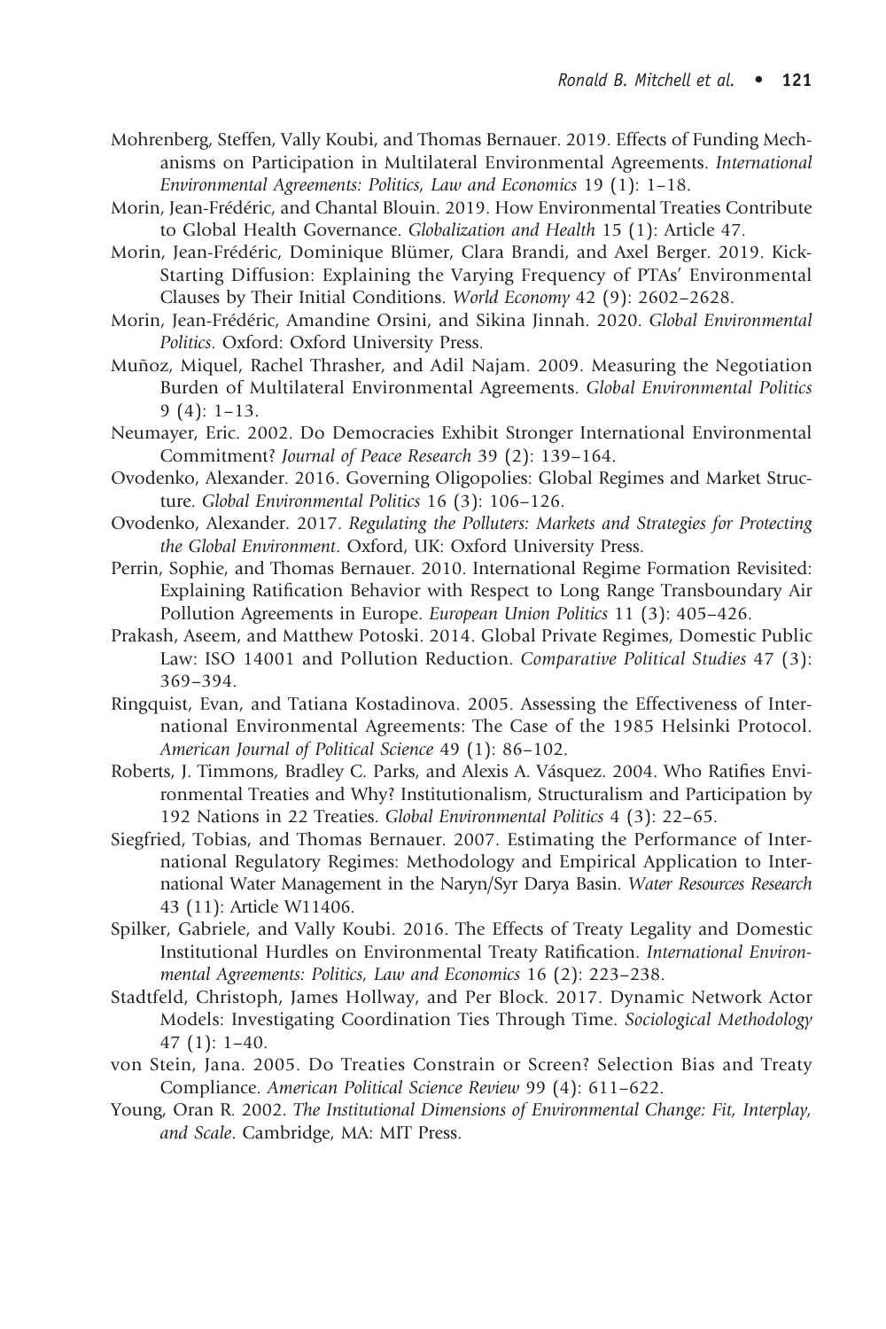Mohrenberg, Steffen, Vally Koubi, and Thomas Bernauer. 2019. Effects of Funding Mechanisms on Participation in Multilateral Environmental Agreements. *International Environmental Agreements: Politics, Law and Economics* 19 (1): 1–18.

Morin, Jean-Frédéric, and Chantal Blouin. 2019. How Environmental Treaties Contribute to Global Health Governance. *Globalization and Health* 15 (1): Article 47.

Morin, Jean-Frédéric, Dominique Blümer, Clara Brandi, and Axel Berger. 2019. Kick-Starting Diffusion: Explaining the Varying Frequency of PTAs' Environmental Clauses by Their Initial Conditions. *World Economy* 42 (9): 2602–2628.

Morin, Jean-Frédéric, Amandine Orsini, and Sikina Jinnah. 2020. *Global Environmental Politics*. Oxford: Oxford University Press.

Muñoz, Miquel, Rachel Thrasher, and Adil Najam. 2009. Measuring the Negotiation Burden of Multilateral Environmental Agreements. *Global Environmental Politics* 9 (4): 1–13.

Neumayer, Eric. 2002. Do Democracies Exhibit Stronger International Environmental Commitment? *Journal of Peace Research* 39 (2): 139–164.

Ovodenko, Alexander. 2016. Governing Oligopolies: Global Regimes and Market Structure. *Global Environmental Politics* 16 (3): 106–126.

Ovodenko, Alexander. 2017. *Regulating the Polluters: Markets and Strategies for Protecting the Global Environment*. Oxford, UK: Oxford University Press.

Perrin, Sophie, and Thomas Bernauer. 2010. International Regime Formation Revisited: Explaining Ratification Behavior with Respect to Long Range Transboundary Air Pollution Agreements in Europe. *European Union Politics* 11 (3): 405–426.

Prakash, Aseem, and Matthew Potoski. 2014. Global Private Regimes, Domestic Public Law: ISO 14001 and Pollution Reduction. *Comparative Political Studies* 47 (3): 369–394.

Ringquist, Evan, and Tatiana Kostadinova. 2005. Assessing the Effectiveness of International Environmental Agreements: The Case of the 1985 Helsinki Protocol. *American Journal of Political Science* 49 (1): 86–102.

Roberts, J. Timmons, Bradley C. Parks, and Alexis A. Vásquez. 2004. Who Ratifies Environmental Treaties and Why? Institutionalism, Structuralism and Participation by 192 Nations in 22 Treaties. *Global Environmental Politics* 4 (3): 22–65.

Siegfried, Tobias, and Thomas Bernauer. 2007. Estimating the Performance of International Regulatory Regimes: Methodology and Empirical Application to International Water Management in the Naryn/Syr Darya Basin. *Water Resources Research* 43 (11): Article W11406.

Spilker, Gabriele, and Vally Koubi. 2016. The Effects of Treaty Legality and Domestic Institutional Hurdles on Environmental Treaty Ratification. *International Environmental Agreements: Politics, Law and Economics* 16 (2): 223–238.

Stadtfeld, Christoph, James Hollway, and Per Block. 2017. Dynamic Network Actor Models: Investigating Coordination Ties Through Time. *Sociological Methodology* 47 (1): 1–40.

von Stein, Jana. 2005. Do Treaties Constrain or Screen? Selection Bias and Treaty Compliance. *American Political Science Review* 99 (4): 611–622.

Young, Oran R. 2002. *The Institutional Dimensions of Environmental Change: Fit, Interplay, and Scale*. Cambridge, MA: MIT Press.